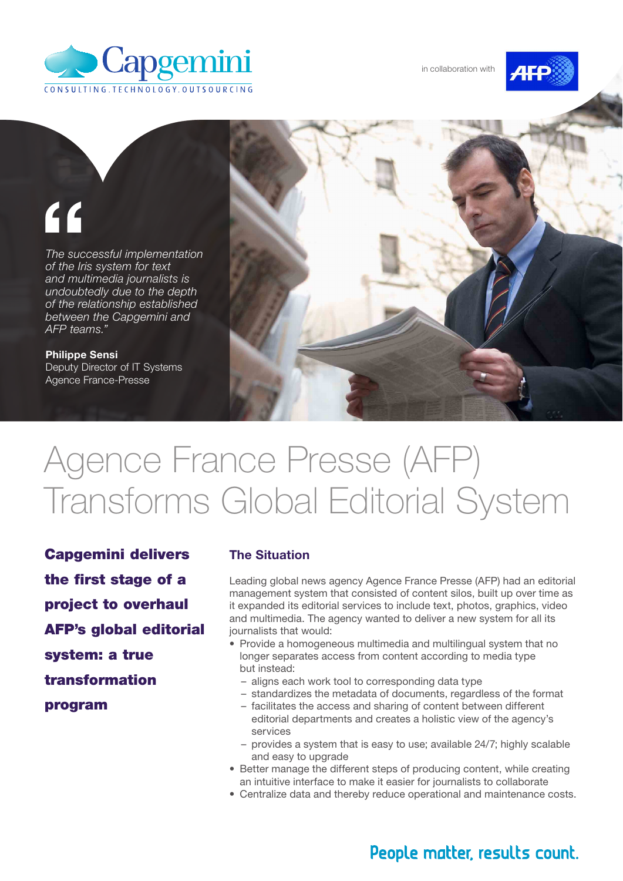Capgemini
CONSULTING.TECHNOLOGY.OUTSOURCING

in collaboration with AFP

> "The successful implementation of the Iris system for text and multimedia journalists is undoubtedly due to the depth of the relationship established between the Capgemini and AFP teams."
>
> **Philippe Sensi**
> Deputy Director of IT Systems
> Agence France-Presse

# Agence France Presse (AFP) Transforms Global Editorial System

**Capgemini delivers the first stage of a project to overhaul AFP's global editorial system: a true transformation program**

## The Situation

Leading global news agency Agence France Presse (AFP) had an editorial management system that consisted of content silos, built up over time as it expanded its editorial services to include text, photos, graphics, video and multimedia. The agency wanted to deliver a new system for all its journalists that would:

- Provide a homogeneous multimedia and multilingual system that no longer separates access from content according to media type but instead:
  - aligns each work tool to corresponding data type
  - standardizes the metadata of documents, regardless of the format
  - facilitates the access and sharing of content between different editorial departments and creates a holistic view of the agency's services
  - provides a system that is easy to use; available 24/7; highly scalable and easy to upgrade
- Better manage the different steps of producing content, while creating an intuitive interface to make it easier for journalists to collaborate
- Centralize data and thereby reduce operational and maintenance costs.

People matter, results count.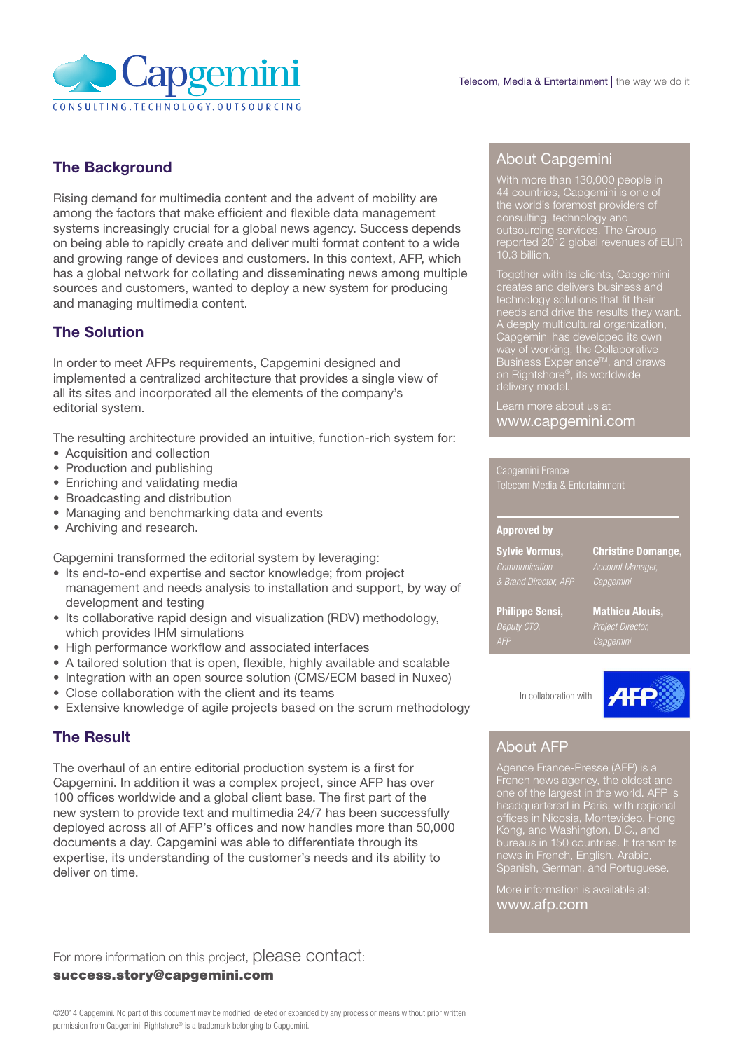Telecom, Media & Entertainment | the way we do it

## The Background

Rising demand for multimedia content and the advent of mobility are among the factors that make efficient and flexible data management systems increasingly crucial for a global news agency. Success depends on being able to rapidly create and deliver multi format content to a wide and growing range of devices and customers. In this context, AFP, which has a global network for collating and disseminating news among multiple sources and customers, wanted to deploy a new system for producing and managing multimedia content.

## The Solution

In order to meet AFPs requirements, Capgemini designed and implemented a centralized architecture that provides a single view of all its sites and incorporated all the elements of the company's editorial system.

The resulting architecture provided an intuitive, function-rich system for:

- Acquisition and collection
- Production and publishing
- Enriching and validating media
- Broadcasting and distribution
- Managing and benchmarking data and events
- Archiving and research.

Capgemini transformed the editorial system by leveraging:

- Its end-to-end expertise and sector knowledge; from project management and needs analysis to installation and support, by way of development and testing
- Its collaborative rapid design and visualization (RDV) methodology, which provides IHM simulations
- High performance workflow and associated interfaces
- A tailored solution that is open, flexible, highly available and scalable
- Integration with an open source solution (CMS/ECM based in Nuxeo)
- Close collaboration with the client and its teams
- Extensive knowledge of agile projects based on the scrum methodology

## The Result

The overhaul of an entire editorial production system is a first for Capgemini. In addition it was a complex project, since AFP has over 100 offices worldwide and a global client base. The first part of the new system to provide text and multimedia 24/7 has been successfully deployed across all of AFP's offices and now handles more than 50,000 documents a day. Capgemini was able to differentiate through its expertise, its understanding of the customer's needs and its ability to deliver on time.

For more information on this project, please contact:
**success.story@capgemini.com**

## About Capgemini

With more than 130,000 people in 44 countries, Capgemini is one of the world's foremost providers of consulting, technology and outsourcing services. The Group reported 2012 global revenues of EUR 10.3 billion.

Together with its clients, Capgemini creates and delivers business and technology solutions that fit their needs and drive the results they want. A deeply multicultural organization, Capgemini has developed its own way of working, the Collaborative Business Experience™, and draws on Rightshore®, its worldwide delivery model.

Learn more about us at
www.capgemini.com

Capgemini France
Telecom Media & Entertainment

**Approved by**

**Sylvie Vormus,**
*Communication & Brand Director, AFP*

**Christine Domange,**
*Account Manager, Capgemini*

**Philippe Sensi,**
*Deputy CTO, AFP*

**Mathieu Alouis,**
*Project Director, Capgemini*

In collaboration with AFP

## About AFP

Agence France-Presse (AFP) is a French news agency, the oldest and one of the largest in the world. AFP is headquartered in Paris, with regional offices in Nicosia, Montevideo, Hong Kong, and Washington, D.C., and bureaus in 150 countries. It transmits news in French, English, Arabic, Spanish, German, and Portuguese.

More information is available at:
www.afp.com

©2014 Capgemini. No part of this document may be modified, deleted or expanded by any process or means without prior written permission from Capgemini. Rightshore® is a trademark belonging to Capgemini.